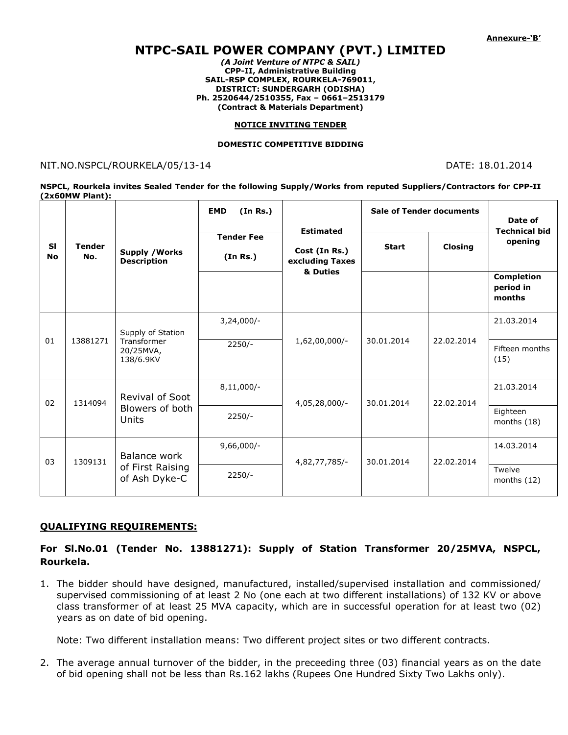**Annexure-'B'**

# NTPC-SAIL POWER COMPANY (PVT.) LIMITED

*(A Joint Venture of NTPC & SAIL)*
**CPP-II, Administrative Building**
**SAIL-RSP COMPLEX, ROURKELA-769011,**
**DISTRICT: SUNDERGARH (ODISHA)**
**Ph. 2520644/2510355, Fax – 0661–2513179**
**(Contract & Materials Department)**

**NOTICE INVITING TENDER**

**DOMESTIC COMPETITIVE BIDDING**

NIT.NO.NSPCL/ROURKELA/05/13-14 DATE: 18.01.2014

**NSPCL, Rourkela invites Sealed Tender for the following Supply/Works from reputed Suppliers/Contractors for CPP-II (2x60MW Plant):**

| Sl No | Tender No. | Supply /Works Description | EMD (In Rs.) / Tender Fee (In Rs.) | Estimated Cost (In Rs.) excluding Taxes & Duties | Sale of Tender documents: Start | Sale of Tender documents: Closing | Date of Technical bid opening / Completion period in months |
|---|---|---|---|---|---|---|---|
| 01 | 13881271 | Supply of Station Transformer 20/25MVA, 138/6.9KV | 3,24,000/- | 1,62,00,000/- | 30.01.2014 | 22.02.2014 | 21.03.2014 |
| | | | 2250/- | | | | Fifteen months (15) |
| 02 | 1314094 | Revival of Soot Blowers of both Units | 8,11,000/- | 4,05,28,000/- | 30.01.2014 | 22.02.2014 | 21.03.2014 |
| | | | 2250/- | | | | Eighteen months (18) |
| 03 | 1309131 | Balance work of First Raising of Ash Dyke-C | 9,66,000/- | 4,82,77,785/- | 30.01.2014 | 22.02.2014 | 14.03.2014 |
| | | | 2250/- | | | | Twelve months (12) |

## QUALIFYING REQUIREMENTS:

### For Sl.No.01 (Tender No. 13881271): Supply of Station Transformer 20/25MVA, NSPCL, Rourkela.

1. The bidder should have designed, manufactured, installed/supervised installation and commissioned/ supervised commissioning of at least 2 No (one each at two different installations) of 132 KV or above class transformer of at least 25 MVA capacity, which are in successful operation for at least two (02) years as on date of bid opening.

   Note: Two different installation means: Two different project sites or two different contracts.

2. The average annual turnover of the bidder, in the preceeding three (03) financial years as on the date of bid opening shall not be less than Rs.162 lakhs (Rupees One Hundred Sixty Two Lakhs only).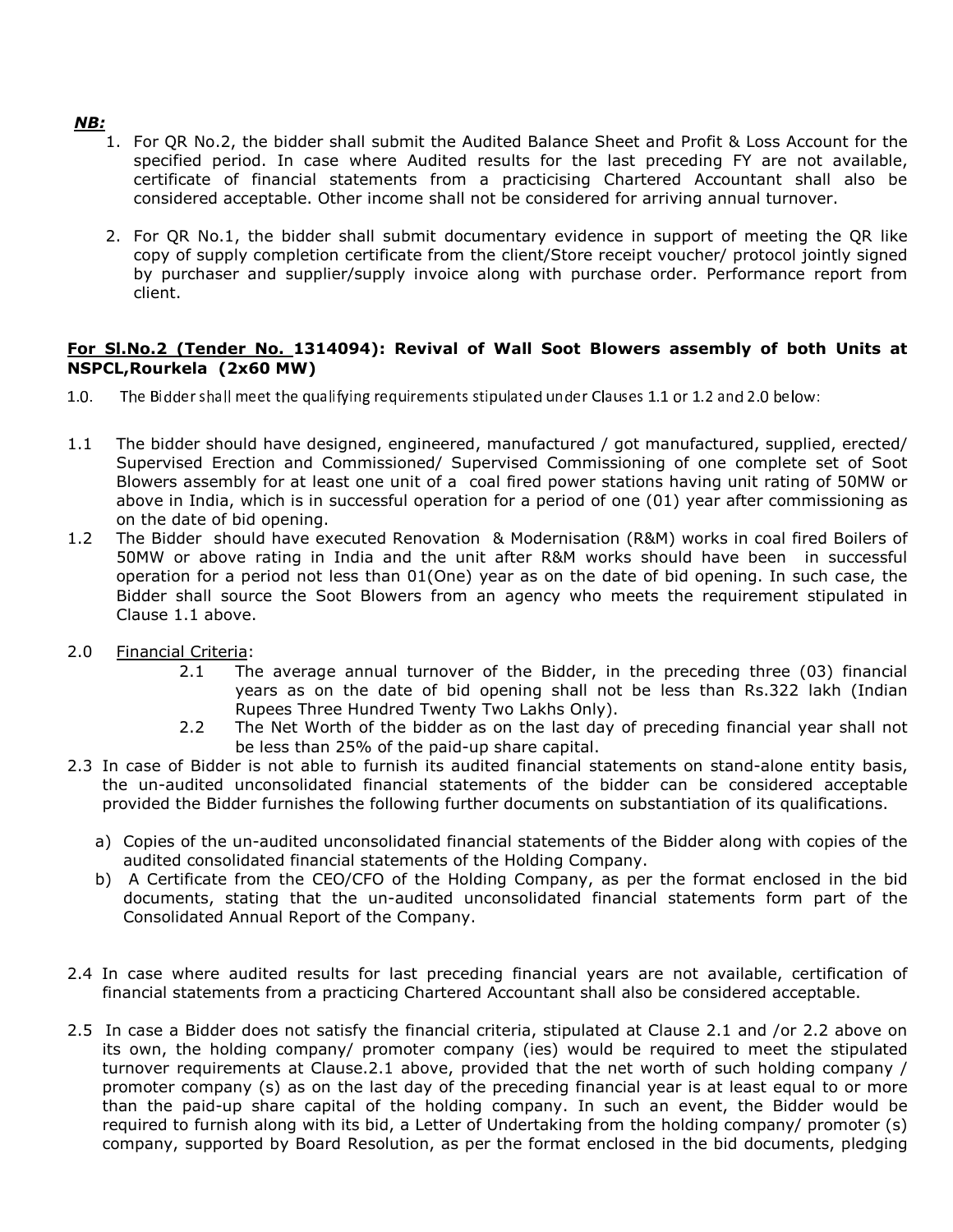***NB:***

1. For QR No.2, the bidder shall submit the Audited Balance Sheet and Profit & Loss Account for the specified period. In case where Audited results for the last preceding FY are not available, certificate of financial statements from a practicising Chartered Accountant shall also be considered acceptable. Other income shall not be considered for arriving annual turnover.

2. For QR No.1, the bidder shall submit documentary evidence in support of meeting the QR like copy of supply completion certificate from the client/Store receipt voucher/ protocol jointly signed by purchaser and supplier/supply invoice along with purchase order. Performance report from client.

**<u>For Sl.No.2 (Tender No. 1314094)</u>: Revival of Wall Soot Blowers assembly of both Units at NSPCL,Rourkela (2x60 MW)**

1.0. The Bidder shall meet the qualifying requirements stipulated under Clauses 1.1 or 1.2 and 2.0 below:

1.1 The bidder should have designed, engineered, manufactured / got manufactured, supplied, erected/ Supervised Erection and Commissioned/ Supervised Commissioning of one complete set of Soot Blowers assembly for at least one unit of a coal fired power stations having unit rating of 50MW or above in India, which is in successful operation for a period of one (01) year after commissioning as on the date of bid opening.

1.2 The Bidder should have executed Renovation & Modernisation (R&M) works in coal fired Boilers of 50MW or above rating in India and the unit after R&M works should have been in successful operation for a period not less than 01(One) year as on the date of bid opening. In such case, the Bidder shall source the Soot Blowers from an agency who meets the requirement stipulated in Clause 1.1 above.

2.0 <u>Financial Criteria</u>:

2.1 The average annual turnover of the Bidder, in the preceding three (03) financial years as on the date of bid opening shall not be less than Rs.322 lakh (Indian Rupees Three Hundred Twenty Two Lakhs Only).

2.2 The Net Worth of the bidder as on the last day of preceding financial year shall not be less than 25% of the paid-up share capital.

2.3 In case of Bidder is not able to furnish its audited financial statements on stand-alone entity basis, the un-audited unconsolidated financial statements of the bidder can be considered acceptable provided the Bidder furnishes the following further documents on substantiation of its qualifications.

a) Copies of the un-audited unconsolidated financial statements of the Bidder along with copies of the audited consolidated financial statements of the Holding Company.

b) A Certificate from the CEO/CFO of the Holding Company, as per the format enclosed in the bid documents, stating that the un-audited unconsolidated financial statements form part of the Consolidated Annual Report of the Company.

2.4 In case where audited results for last preceding financial years are not available, certification of financial statements from a practicing Chartered Accountant shall also be considered acceptable.

2.5 In case a Bidder does not satisfy the financial criteria, stipulated at Clause 2.1 and /or 2.2 above on its own, the holding company/ promoter company (ies) would be required to meet the stipulated turnover requirements at Clause.2.1 above, provided that the net worth of such holding company / promoter company (s) as on the last day of the preceding financial year is at least equal to or more than the paid-up share capital of the holding company. In such an event, the Bidder would be required to furnish along with its bid, a Letter of Undertaking from the holding company/ promoter (s) company, supported by Board Resolution, as per the format enclosed in the bid documents, pledging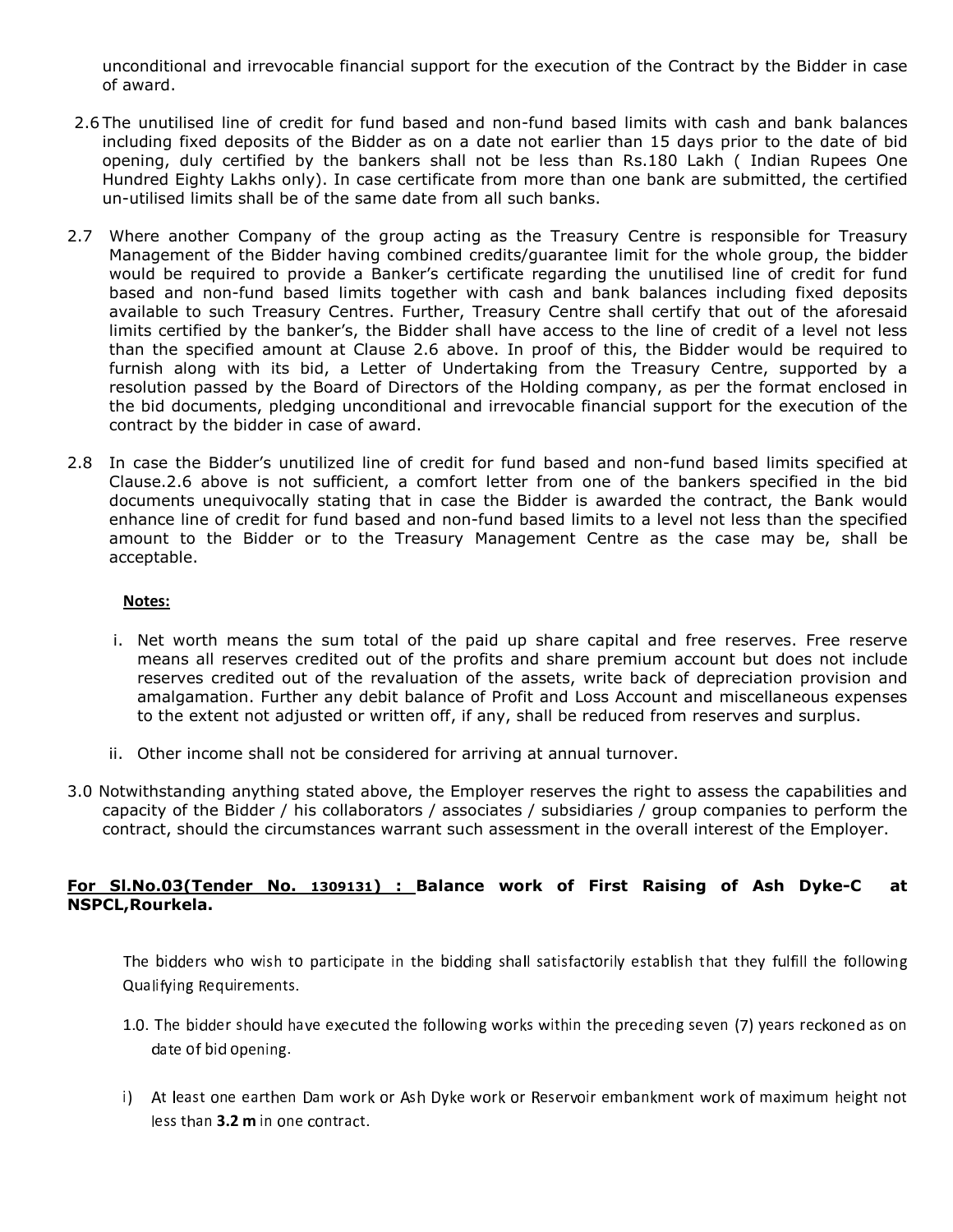unconditional and irrevocable financial support for the execution of the Contract by the Bidder in case of award.

2.6 The unutilised line of credit for fund based and non-fund based limits with cash and bank balances including fixed deposits of the Bidder as on a date not earlier than 15 days prior to the date of bid opening, duly certified by the bankers shall not be less than Rs.180 Lakh ( Indian Rupees One Hundred Eighty Lakhs only). In case certificate from more than one bank are submitted, the certified un-utilised limits shall be of the same date from all such banks.

2.7 Where another Company of the group acting as the Treasury Centre is responsible for Treasury Management of the Bidder having combined credits/guarantee limit for the whole group, the bidder would be required to provide a Banker's certificate regarding the unutilised line of credit for fund based and non-fund based limits together with cash and bank balances including fixed deposits available to such Treasury Centres. Further, Treasury Centre shall certify that out of the aforesaid limits certified by the banker's, the Bidder shall have access to the line of credit of a level not less than the specified amount at Clause 2.6 above. In proof of this, the Bidder would be required to furnish along with its bid, a Letter of Undertaking from the Treasury Centre, supported by a resolution passed by the Board of Directors of the Holding company, as per the format enclosed in the bid documents, pledging unconditional and irrevocable financial support for the execution of the contract by the bidder in case of award.

2.8 In case the Bidder's unutilized line of credit for fund based and non-fund based limits specified at Clause.2.6 above is not sufficient, a comfort letter from one of the bankers specified in the bid documents unequivocally stating that in case the Bidder is awarded the contract, the Bank would enhance line of credit for fund based and non-fund based limits to a level not less than the specified amount to the Bidder or to the Treasury Management Centre as the case may be, shall be acceptable.

**Notes:**

i. Net worth means the sum total of the paid up share capital and free reserves. Free reserve means all reserves credited out of the profits and share premium account but does not include reserves credited out of the revaluation of the assets, write back of depreciation provision and amalgamation. Further any debit balance of Profit and Loss Account and miscellaneous expenses to the extent not adjusted or written off, if any, shall be reduced from reserves and surplus.

ii. Other income shall not be considered for arriving at annual turnover.

3.0 Notwithstanding anything stated above, the Employer reserves the right to assess the capabilities and capacity of the Bidder / his collaborators / associates / subsidiaries / group companies to perform the contract, should the circumstances warrant such assessment in the overall interest of the Employer.

**For Sl.No.03(Tender No. 1309131) : Balance work of First Raising of Ash Dyke-C at NSPCL,Rourkela.**

The bidders who wish to participate in the bidding shall satisfactorily establish that they fulfill the following Qualifying Requirements.

1.0. The bidder should have executed the following works within the preceding seven (7) years reckoned as on date of bid opening.

i) At least one earthen Dam work or Ash Dyke work or Reservoir embankment work of maximum height not less than **3.2 m** in one contract.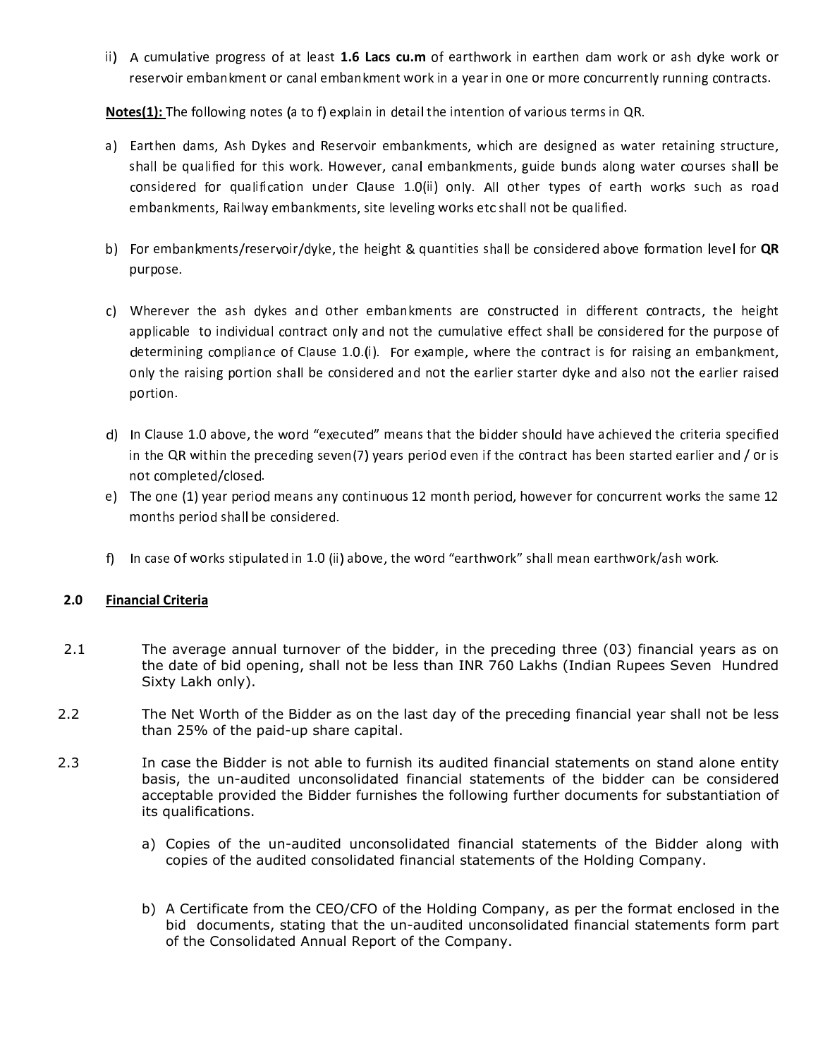ii) A cumulative progress of at least **1.6 Lacs cu.m** of earthwork in earthen dam work or ash dyke work or reservoir embankment or canal embankment work in a year in one or more concurrently running contracts.

**Notes(1):** The following notes (a to f) explain in detail the intention of various terms in QR.

a) Earthen dams, Ash Dykes and Reservoir embankments, which are designed as water retaining structure, shall be qualified for this work. However, canal embankments, guide bunds along water courses shall be considered for qualification under Clause 1.0(ii) only. All other types of earth works such as road embankments, Railway embankments, site leveling works etc shall not be qualified.

b) For embankments/reservoir/dyke, the height & quantities shall be considered above formation level for **QR** purpose.

c) Wherever the ash dykes and other embankments are constructed in different contracts, the height applicable to individual contract only and not the cumulative effect shall be considered for the purpose of determining compliance of Clause 1.0.(i). For example, where the contract is for raising an embankment, only the raising portion shall be considered and not the earlier starter dyke and also not the earlier raised portion.

d) In Clause 1.0 above, the word "executed" means that the bidder should have achieved the criteria specified in the QR within the preceding seven(7) years period even if the contract has been started earlier and / or is not completed/closed.

e) The one (1) year period means any continuous 12 month period, however for concurrent works the same 12 months period shall be considered.

f) In case of works stipulated in 1.0 (ii) above, the word "earthwork" shall mean earthwork/ash work.

## 2.0 Financial Criteria

2.1 The average annual turnover of the bidder, in the preceding three (03) financial years as on the date of bid opening, shall not be less than INR 760 Lakhs (Indian Rupees Seven Hundred Sixty Lakh only).

2.2 The Net Worth of the Bidder as on the last day of the preceding financial year shall not be less than 25% of the paid-up share capital.

2.3 In case the Bidder is not able to furnish its audited financial statements on stand alone entity basis, the un-audited unconsolidated financial statements of the bidder can be considered acceptable provided the Bidder furnishes the following further documents for substantiation of its qualifications.

a) Copies of the un-audited unconsolidated financial statements of the Bidder along with copies of the audited consolidated financial statements of the Holding Company.

b) A Certificate from the CEO/CFO of the Holding Company, as per the format enclosed in the bid documents, stating that the un-audited unconsolidated financial statements form part of the Consolidated Annual Report of the Company.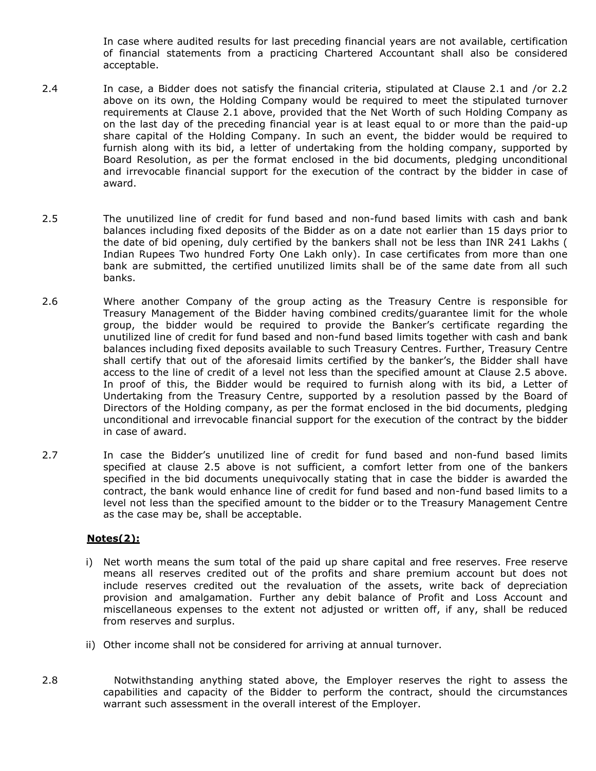In case where audited results for last preceding financial years are not available, certification of financial statements from a practicing Chartered Accountant shall also be considered acceptable.

2.4 In case, a Bidder does not satisfy the financial criteria, stipulated at Clause 2.1 and /or 2.2 above on its own, the Holding Company would be required to meet the stipulated turnover requirements at Clause 2.1 above, provided that the Net Worth of such Holding Company as on the last day of the preceding financial year is at least equal to or more than the paid-up share capital of the Holding Company. In such an event, the bidder would be required to furnish along with its bid, a letter of undertaking from the holding company, supported by Board Resolution, as per the format enclosed in the bid documents, pledging unconditional and irrevocable financial support for the execution of the contract by the bidder in case of award.

2.5 The unutilized line of credit for fund based and non-fund based limits with cash and bank balances including fixed deposits of the Bidder as on a date not earlier than 15 days prior to the date of bid opening, duly certified by the bankers shall not be less than INR 241 Lakhs ( Indian Rupees Two hundred Forty One Lakh only). In case certificates from more than one bank are submitted, the certified unutilized limits shall be of the same date from all such banks.

2.6 Where another Company of the group acting as the Treasury Centre is responsible for Treasury Management of the Bidder having combined credits/guarantee limit for the whole group, the bidder would be required to provide the Banker's certificate regarding the unutilized line of credit for fund based and non-fund based limits together with cash and bank balances including fixed deposits available to such Treasury Centres. Further, Treasury Centre shall certify that out of the aforesaid limits certified by the banker's, the Bidder shall have access to the line of credit of a level not less than the specified amount at Clause 2.5 above. In proof of this, the Bidder would be required to furnish along with its bid, a Letter of Undertaking from the Treasury Centre, supported by a resolution passed by the Board of Directors of the Holding company, as per the format enclosed in the bid documents, pledging unconditional and irrevocable financial support for the execution of the contract by the bidder in case of award.

2.7 In case the Bidder's unutilized line of credit for fund based and non-fund based limits specified at clause 2.5 above is not sufficient, a comfort letter from one of the bankers specified in the bid documents unequivocally stating that in case the bidder is awarded the contract, the bank would enhance line of credit for fund based and non-fund based limits to a level not less than the specified amount to the bidder or to the Treasury Management Centre as the case may be, shall be acceptable.

**Notes(2):**

i) Net worth means the sum total of the paid up share capital and free reserves. Free reserve means all reserves credited out of the profits and share premium account but does not include reserves credited out the revaluation of the assets, write back of depreciation provision and amalgamation. Further any debit balance of Profit and Loss Account and miscellaneous expenses to the extent not adjusted or written off, if any, shall be reduced from reserves and surplus.

ii) Other income shall not be considered for arriving at annual turnover.

2.8 Notwithstanding anything stated above, the Employer reserves the right to assess the capabilities and capacity of the Bidder to perform the contract, should the circumstances warrant such assessment in the overall interest of the Employer.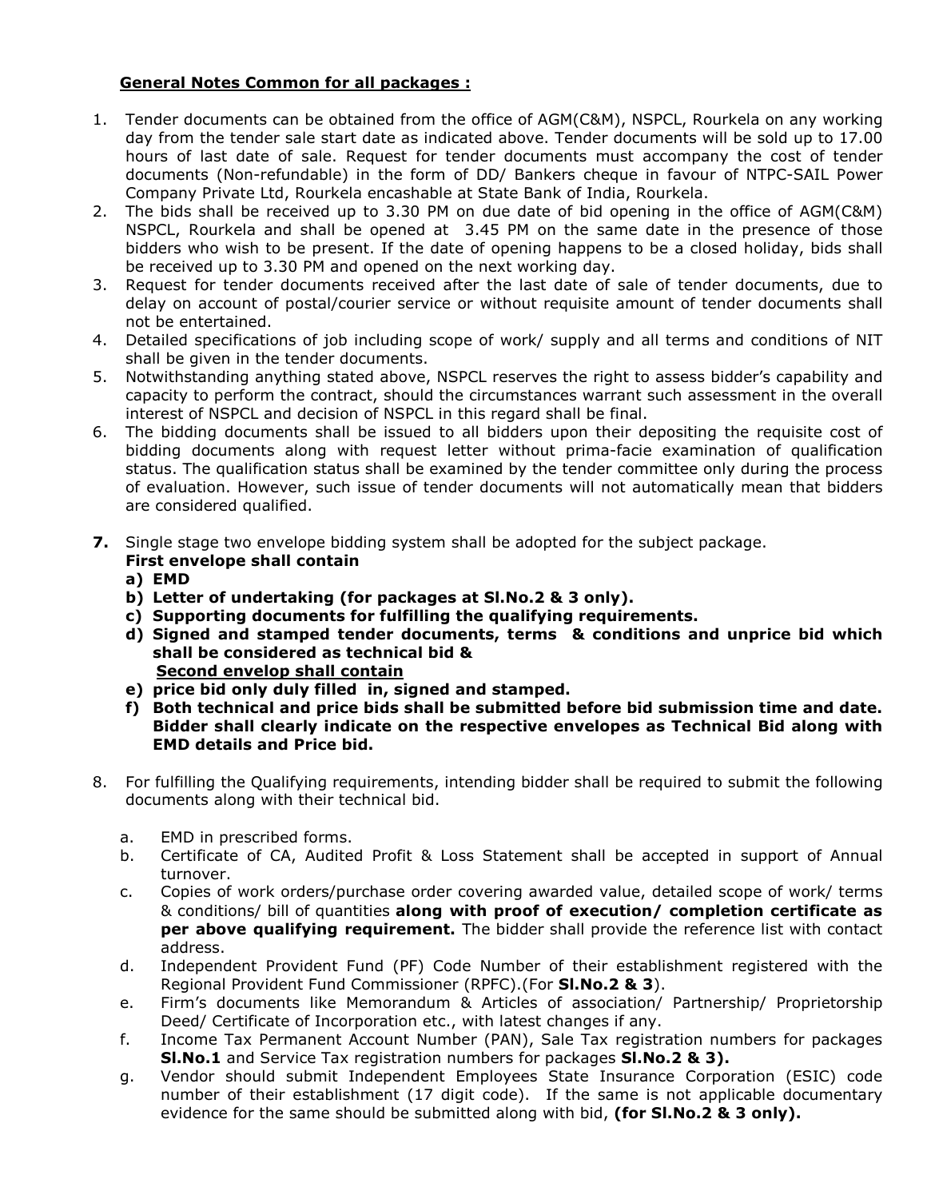**General Notes Common for all packages :**

1. Tender documents can be obtained from the office of AGM(C&M), NSPCL, Rourkela on any working day from the tender sale start date as indicated above. Tender documents will be sold up to 17.00 hours of last date of sale. Request for tender documents must accompany the cost of tender documents (Non-refundable) in the form of DD/ Bankers cheque in favour of NTPC-SAIL Power Company Private Ltd, Rourkela encashable at State Bank of India, Rourkela.
2. The bids shall be received up to 3.30 PM on due date of bid opening in the office of AGM(C&M) NSPCL, Rourkela and shall be opened at 3.45 PM on the same date in the presence of those bidders who wish to be present. If the date of opening happens to be a closed holiday, bids shall be received up to 3.30 PM and opened on the next working day.
3. Request for tender documents received after the last date of sale of tender documents, due to delay on account of postal/courier service or without requisite amount of tender documents shall not be entertained.
4. Detailed specifications of job including scope of work/ supply and all terms and conditions of NIT shall be given in the tender documents.
5. Notwithstanding anything stated above, NSPCL reserves the right to assess bidder's capability and capacity to perform the contract, should the circumstances warrant such assessment in the overall interest of NSPCL and decision of NSPCL in this regard shall be final.
6. The bidding documents shall be issued to all bidders upon their depositing the requisite cost of bidding documents along with request letter without prima-facie examination of qualification status. The qualification status shall be examined by the tender committee only during the process of evaluation. However, such issue of tender documents will not automatically mean that bidders are considered qualified.
7. Single stage two envelope bidding system shall be adopted for the subject package.
   **First envelope shall contain**
   **a) EMD**
   **b) Letter of undertaking (for packages at Sl.No.2 & 3 only).**
   **c) Supporting documents for fulfilling the qualifying requirements.**
   **d) Signed and stamped tender documents, terms & conditions and unprice bid which shall be considered as technical bid &**
   **<u>Second envelop shall contain</u>**
   **e) price bid only duly filled in, signed and stamped.**
   **f) Both technical and price bids shall be submitted before bid submission time and date. Bidder shall clearly indicate on the respective envelopes as Technical Bid along with EMD details and Price bid.**
8. For fulfilling the Qualifying requirements, intending bidder shall be required to submit the following documents along with their technical bid.
   a. EMD in prescribed forms.
   b. Certificate of CA, Audited Profit & Loss Statement shall be accepted in support of Annual turnover.
   c. Copies of work orders/purchase order covering awarded value, detailed scope of work/ terms & conditions/ bill of quantities **along with proof of execution/ completion certificate as per above qualifying requirement.** The bidder shall provide the reference list with contact address.
   d. Independent Provident Fund (PF) Code Number of their establishment registered with the Regional Provident Fund Commissioner (RPFC).(For **Sl.No.2 & 3**).
   e. Firm's documents like Memorandum & Articles of association/ Partnership/ Proprietorship Deed/ Certificate of Incorporation etc., with latest changes if any.
   f. Income Tax Permanent Account Number (PAN), Sale Tax registration numbers for packages **Sl.No.1** and Service Tax registration numbers for packages **Sl.No.2 & 3).**
   g. Vendor should submit Independent Employees State Insurance Corporation (ESIC) code number of their establishment (17 digit code). If the same is not applicable documentary evidence for the same should be submitted along with bid, **(for Sl.No.2 & 3 only).**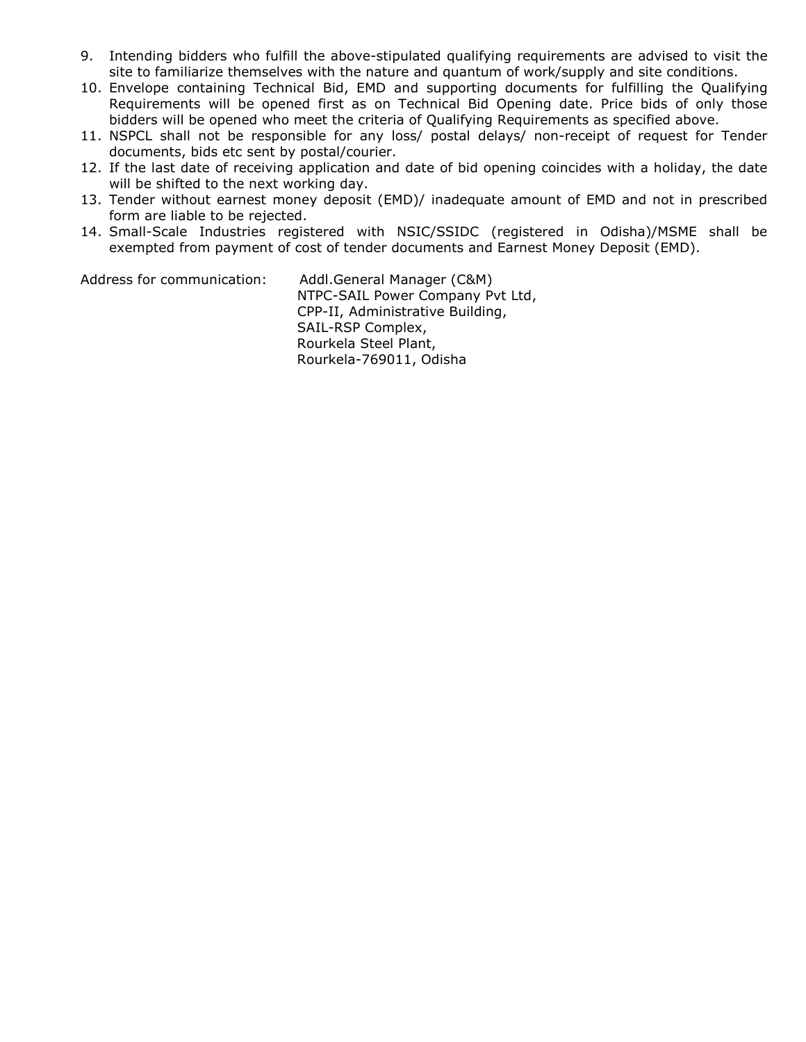9. Intending bidders who fulfill the above-stipulated qualifying requirements are advised to visit the site to familiarize themselves with the nature and quantum of work/supply and site conditions.
10. Envelope containing Technical Bid, EMD and supporting documents for fulfilling the Qualifying Requirements will be opened first as on Technical Bid Opening date. Price bids of only those bidders will be opened who meet the criteria of Qualifying Requirements as specified above.
11. NSPCL shall not be responsible for any loss/ postal delays/ non-receipt of request for Tender documents, bids etc sent by postal/courier.
12. If the last date of receiving application and date of bid opening coincides with a holiday, the date will be shifted to the next working day.
13. Tender without earnest money deposit (EMD)/ inadequate amount of EMD and not in prescribed form are liable to be rejected.
14. Small-Scale Industries registered with NSIC/SSIDC (registered in Odisha)/MSME shall be exempted from payment of cost of tender documents and Earnest Money Deposit (EMD).

Address for communication:

Addl.General Manager (C&M)
NTPC-SAIL Power Company Pvt Ltd,
CPP-II, Administrative Building,
SAIL-RSP Complex,
Rourkela Steel Plant,
Rourkela-769011, Odisha